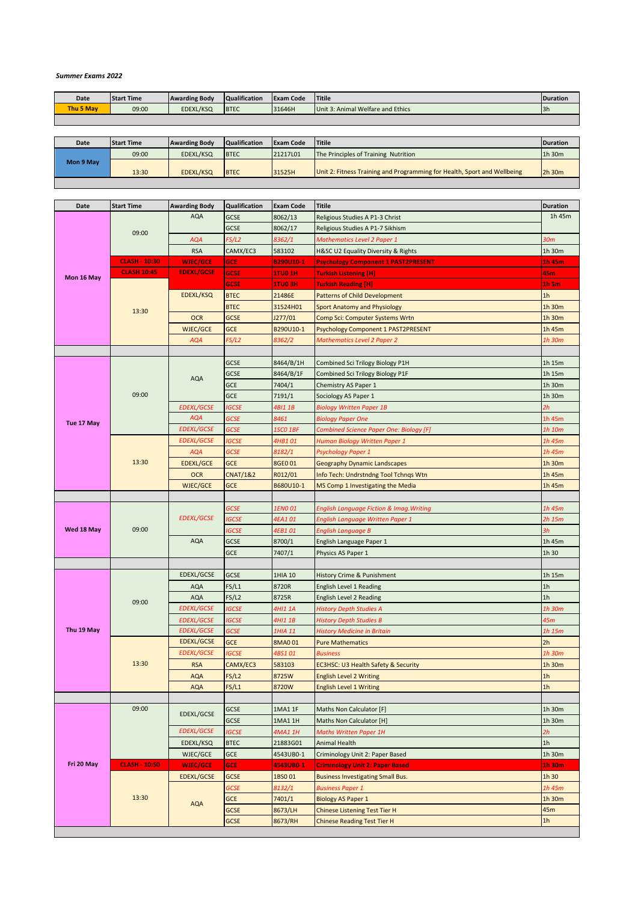*Summer Exams 2022*

| Date | Start Time | Awarding Body | Qualification | Exam Code | Titile | Duration |
|---|---|---|---|---|---|---|
| Thu 5 May | 09:00 | EDEXL/KSQ | BTEC | 31646H | Unit 3: Animal Welfare and Ethics | 3h |

| Date | Start Time | Awarding Body | Qualification | Exam Code | Titile | Duration |
|---|---|---|---|---|---|---|
| Mon 9 May | 09:00 | EDEXL/KSQ | BTEC | 21217L01 | The Principles of Training Nutrition | 1h 30m |
| | 13:30 | EDEXL/KSQ | BTEC | 31525H | Unit 2: Fitness Training and Programming for Health, Sport and Wellbeing | 2h 30m |

| Date | Start Time | Awarding Body | Qualification | Exam Code | Titile | Duration |
|---|---|---|---|---|---|---|
| Mon 16 May | 09:00 | AQA | GCSE | 8062/13 | Religious Studies A P1-3 Christ | 1h 45m |
| | | | GCSE | 8062/17 | Religious Studies A P1-7 Sikhism | |
| | | *AQA* | *FS/L2* | *8362/1* | *Mathematics Level 2 Paper 1* | *30m* |
| | | RSA | CAMX/EC3 | 583102 | H&SC U2 Equality Diversity & Rights | 1h 30m |
| | **CLASH - 10:30** | **WJEC/GCE** | **GCE** | **B290U10-1** | **Psychology Component 1 PAST2PRESENT** | **1h 45m** |
| | **CLASH 10:45** | **EDEXL/GCSE** | **GCSE** | **1TU0 1H** | **Turkish Listening [H]** | **45m** |
| | | | **GCSE** | **1TU0 3H** | **Turkish Reading [H]** | **1h 5m** |
| | 13:30 | EDEXL/KSQ | BTEC | 21486E | Patterns of Child Development | 1h |
| | | | BTEC | 31524H01 | Sport Anatomy and Physiology | 1h 30m |
| | | OCR | GCSE | J277/01 | Comp Sci: Computer Systems Wrtn | 1h 30m |
| | | WJEC/GCE | GCE | B290U10-1 | Psychology Component 1 PAST2PRESENT | 1h 45m |
| | | *AQA* | *FS/L2* | *8362/2* | *Mathematics Level 2 Paper 2* | *1h 30m* |
| Tue 17 May | 09:00 | AQA | GCSE | 8464/B/1H | Combined Sci Trilogy Biology P1H | 1h 15m |
| | | | GCSE | 8464/B/1F | Combined Sci Trilogy Biology P1F | 1h 15m |
| | | | GCE | 7404/1 | Chemistry AS Paper 1 | 1h 30m |
| | | | GCE | 7191/1 | Sociology AS Paper 1 | 1h 30m |
| | | *EDEXL/GCSE* | *IGCSE* | *4BI1 1B* | *Biology Written Paper 1B* | *2h* |
| | | *AQA* | *GCSE* | *8461* | *Biology Paper One* | *1h 45m* |
| | | *EDEXL/GCSE* | *GCSE* | *1SC0 1BF* | *Combined Science Paper One: Biology [F]* | *1h 10m* |
| | 13:30 | *EDEXL/GCSE* | *IGCSE* | *4HB1 01* | *Human Biology Written Paper 1* | *1h 45m* |
| | | *AQA* | *GCSE* | *8182/1* | *Psychology Paper 1* | *1h 45m* |
| | | EDEXL/GCE | GCE | 8GE0 01 | Geography Dynamic Landscapes | 1h 30m |
| | | OCR | CNAT/1&2 | R012/01 | Info Tech: Undrstndng Tool Tchnqs Wtn | 1h 45m |
| | | WJEC/GCE | GCE | B680U10-1 | MS Comp 1 Investigating the Media | 1h 45m |
| Wed 18 May | 09:00 | *EDEXL/GCSE* | *GCSE* | *1EN0 01* | *English Language Fiction & Imag.Writing* | *1h 45m* |
| | | | *IGCSE* | *4EA1 01* | *English Language Written Paper 1* | *2h 15m* |
| | | | *IGCSE* | *4EB1 01* | *English Language B* | *3h* |
| | | AQA | GCSE | 8700/1 | English Language Paper 1 | 1h 45m |
| | | | GCE | 7407/1 | Physics AS Paper 1 | 1h 30 |
| Thu 19 May | 09:00 | EDEXL/GCSE | GCSE | 1HIA 10 | History Crime & Punishment | 1h 15m |
| | | AQA | FS/L1 | 8720R | English Level 1 Reading | 1h |
| | | AQA | FS/L2 | 8725R | English Level 2 Reading | 1h |
| | | *EDEXL/GCSE* | *IGCSE* | *4HI1 1A* | *History Depth Studies A* | *1h 30m* |
| | | *EDEXL/GCSE* | *IGCSE* | *4HI1 1B* | *History Depth Studies B* | *45m* |
| | | *EDEXL/GCSE* | *GCSE* | *1HIA 11* | *History Medicine in Britain* | *1h 15m* |
| | 13:30 | EDEXL/GCSE | GCE | 8MA0 01 | Pure Mathematics | 2h |
| | | *EDEXL/GCSE* | *IGCSE* | *4BS1 01* | *Business* | *1h 30m* |
| | | RSA | CAMX/EC3 | 583103 | EC3HSC: U3 Health Safety & Security | 1h 30m |
| | | AQA | FS/L2 | 8725W | English Level 2 Writing | 1h |
| | | AQA | FS/L1 | 8720W | English Level 1 Writing | 1h |
| Fri 20 May | 09:00 | EDEXL/GCSE | GCSE | 1MA1 1F | Maths Non Calculator [F] | 1h 30m |
| | | | GCSE | 1MA1 1H | Maths Non Calculator [H] | 1h 30m |
| | | *EDEXL/GCSE* | *IGCSE* | *4MA1 1H* | *Maths Written Paper 1H* | *2h* |
| | | EDEXL/KSQ | BTEC | 21883G01 | Animal Health | 1h |
| | | WJEC/GCE | GCE | 4543UB0-1 | Criminology Unit 2: Paper Based | 1h 30m |
| | **CLASH - 10:50** | **WJEC/GCE** | **GCE** | **4543UB0-1** | **Criminology Unit 2: Paper Based** | **1h 30m** |
| | 13:30 | EDEXL/GCSE | GCSE | 1BS0 01 | Business Investigating Small Bus. | 1h 30 |
| | | AQA | *GCSE* | *8132/1* | *Business Paper 1* | *1h 45m* |
| | | | GCE | 7401/1 | Biology AS Paper 1 | 1h 30m |
| | | | GCSE | 8673/LH | Chinese Listening Test Tier H | 45m |
| | | | GCSE | 8673/RH | Chinese Reading Test Tier H | 1h |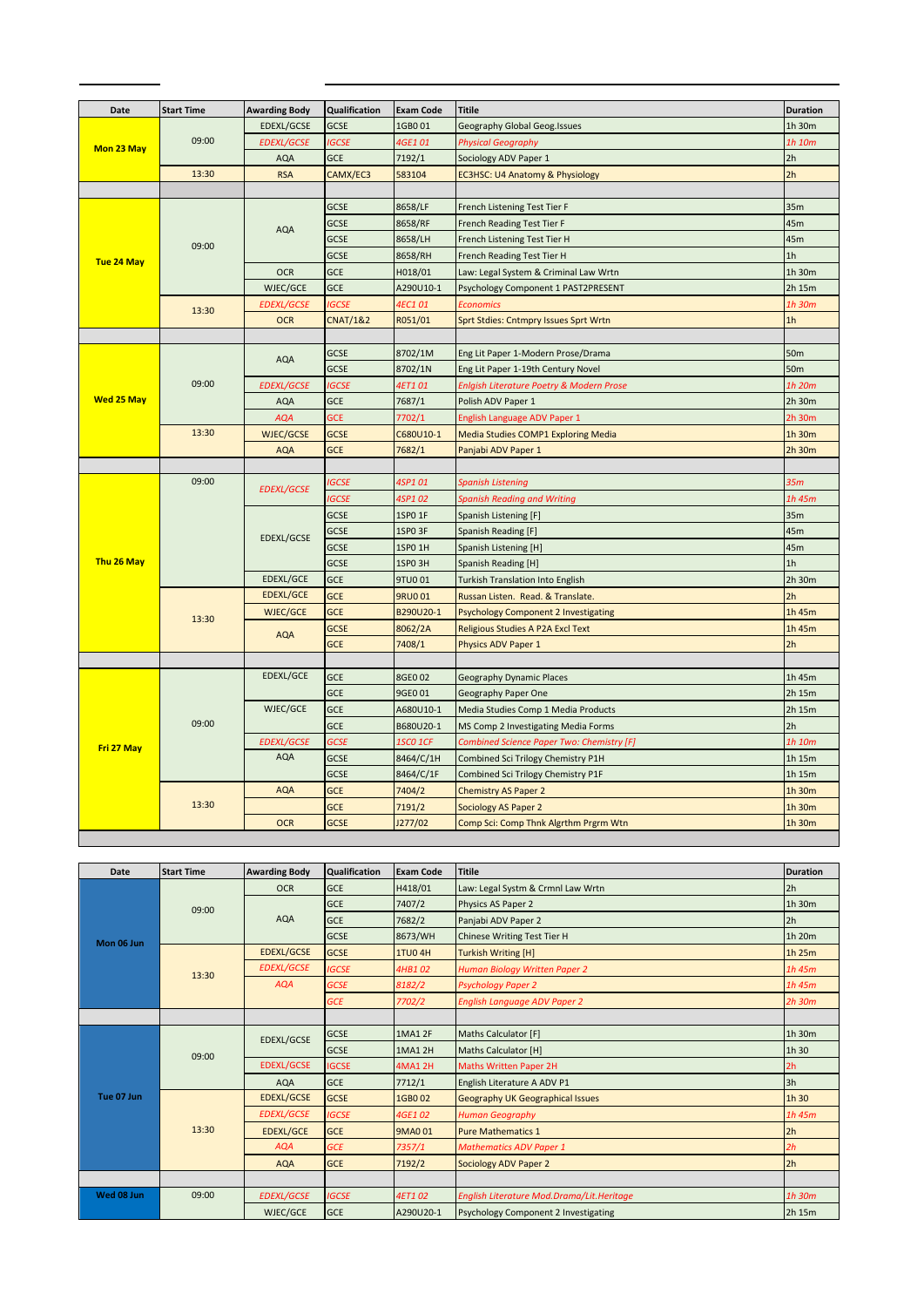| Date | Start Time | Awarding Body | Qualification | Exam Code | Titile | Duration |
|---|---|---|---|---|---|---|
| Mon 23 May | 09:00 | EDEXL/GCSE | GCSE | 1GB0 01 | Geography Global Geog.Issues | 1h 30m |
| | | *EDEXL/GCSE* | *IGCSE* | *4GE1 01* | *Physical Geography* | *1h 10m* |
| | | AQA | GCE | 7192/1 | Sociology ADV Paper 1 | 2h |
| | 13:30 | RSA | CAMX/EC3 | 583104 | EC3HSC: U4 Anatomy & Physiology | 2h |
| | | | | | | |
| Tue 24 May | 09:00 | AQA | GCSE | 8658/LF | French Listening Test Tier F | 35m |
| | | | GCSE | 8658/RF | French Reading Test Tier F | 45m |
| | | | GCSE | 8658/LH | French Listening Test Tier H | 45m |
| | | | GCSE | 8658/RH | French Reading Test Tier H | 1h |
| | | OCR | GCE | H018/01 | Law: Legal System & Criminal Law Wrtn | 1h 30m |
| | | WJEC/GCE | GCE | A290U10-1 | Psychology Component 1 PAST2PRESENT | 2h 15m |
| | 13:30 | *EDEXL/GCSE* | *IGCSE* | *4EC1 01* | *Economics* | *1h 30m* |
| | | OCR | CNAT/1&2 | R051/01 | Sprt Stdies: Cntmpry Issues Sprt Wrtn | 1h |
| | | | | | | |
| Wed 25 May | 09:00 | AQA | GCSE | 8702/1M | Eng Lit Paper 1-Modern Prose/Drama | 50m |
| | | | GCSE | 8702/1N | Eng Lit Paper 1-19th Century Novel | 50m |
| | | *EDEXL/GCSE* | *IGCSE* | *4ET1 01* | *Enlgish Literature Poetry & Modern Prose* | *1h 20m* |
| | | AQA | GCE | 7687/1 | Polish ADV Paper 1 | 2h 30m |
| | | *AQA* | GCE | 7702/1 | English Language ADV Paper 1 | 2h 30m |
| | 13:30 | WJEC/GCSE | GCSE | C680U10-1 | Media Studies COMP1 Exploring Media | 1h 30m |
| | | AQA | GCE | 7682/1 | Panjabi ADV Paper 1 | 2h 30m |
| | | | | | | |
| Thu 26 May | 09:00 | *EDEXL/GCSE* | *IGCSE* | *4SP1 01* | *Spanish Listening* | *35m* |
| | | | *IGCSE* | *4SP1 02* | *Spanish Reading and Writing* | *1h 45m* |
| | | EDEXL/GCSE | GCSE | 1SP0 1F | Spanish Listening [F] | 35m |
| | | | GCSE | 1SP0 3F | Spanish Reading [F] | 45m |
| | | | GCSE | 1SP0 1H | Spanish Listening [H] | 45m |
| | | | GCSE | 1SP0 3H | Spanish Reading [H] | 1h |
| | | EDEXL/GCE | GCE | 9TU0 01 | Turkish Translation Into English | 2h 30m |
| | 13:30 | EDEXL/GCE | GCE | 9RU0 01 | Russan Listen. Read. & Translate. | 2h |
| | | WJEC/GCE | GCE | B290U20-1 | Psychology Component 2 Investigating | 1h 45m |
| | | AQA | GCSE | 8062/2A | Religious Studies A P2A Excl Text | 1h 45m |
| | | | GCE | 7408/1 | Physics ADV Paper 1 | 2h |
| | | | | | | |
| Fri 27 May | 09:00 | EDEXL/GCE | GCE | 8GE0 02 | Geography Dynamic Places | 1h 45m |
| | | | GCE | 9GE0 01 | Geography Paper One | 2h 15m |
| | | WJEC/GCE | GCE | A680U10-1 | Media Studies Comp 1 Media Products | 2h 15m |
| | | | GCE | B680U20-1 | MS Comp 2 Investigating Media Forms | 2h |
| | | *EDEXL/GCSE* | *GCSE* | *1SC0 1CF* | *Combined Science Paper Two: Chemistry [F]* | *1h 10m* |
| | | AQA | GCSE | 8464/C/1H | Combined Sci Trilogy Chemistry P1H | 1h 15m |
| | | | GCSE | 8464/C/1F | Combined Sci Trilogy Chemistry P1F | 1h 15m |
| | 13:30 | AQA | GCE | 7404/2 | Chemistry AS Paper 2 | 1h 30m |
| | | | GCE | 7191/2 | Sociology AS Paper 2 | 1h 30m |
| | | OCR | GCSE | J277/02 | Comp Sci: Comp Thnk Algrthm Prgrm Wtn | 1h 30m |

| Date | Start Time | Awarding Body | Qualification | Exam Code | Titile | Duration |
|---|---|---|---|---|---|---|
| Mon 06 Jun | 09:00 | OCR | GCE | H418/01 | Law: Legal Systm & Crmnl Law Wrtn | 2h |
| | | AQA | GCE | 7407/2 | Physics AS Paper 2 | 1h 30m |
| | | | GCE | 7682/2 | Panjabi ADV Paper 2 | 2h |
| | | | GCSE | 8673/WH | Chinese Writing Test Tier H | 1h 20m |
| | 13:30 | EDEXL/GCSE | GCSE | 1TU0 4H | Turkish Writing [H] | 1h 25m |
| | | *EDEXL/GCSE* | *IGCSE* | *4HB1 02* | *Human Biology Written Paper 2* | *1h 45m* |
| | | *AQA* | *GCSE* | *8182/2* | *Psychology Paper 2* | *1h 45m* |
| | | | *GCE* | *7702/2* | *English Language ADV Paper 2* | *2h 30m* |
| | | | | | | |
| Tue 07 Jun | 09:00 | EDEXL/GCSE | GCSE | 1MA1 2F | Maths Calculator [F] | 1h 30m |
| | | | GCSE | 1MA1 2H | Maths Calculator [H] | 1h 30 |
| | | EDEXL/GCSE | IGCSE | 4MA1 2H | Maths Written Paper 2H | 2h |
| | | AQA | GCE | 7712/1 | English Literature A ADV P1 | 3h |
| | 13:30 | EDEXL/GCSE | GCSE | 1GB0 02 | Geography UK Geographical Issues | 1h 30 |
| | | *EDEXL/GCSE* | *IGCSE* | *4GE1 02* | *Human Geography* | *1h 45m* |
| | | EDEXL/GCE | GCE | 9MA0 01 | Pure Mathematics 1 | 2h |
| | | *AQA* | *GCE* | *7357/1* | *Mathematics ADV Paper 1* | *2h* |
| | | AQA | GCE | 7192/2 | Sociology ADV Paper 2 | 2h |
| | | | | | | |
| Wed 08 Jun | 09:00 | *EDEXL/GCSE* | *IGCSE* | *4ET1 02* | *English Literature Mod.Drama/Lit.Heritage* | *1h 30m* |
| | | WJEC/GCE | GCE | A290U20-1 | Psychology Component 2 Investigating | 2h 15m |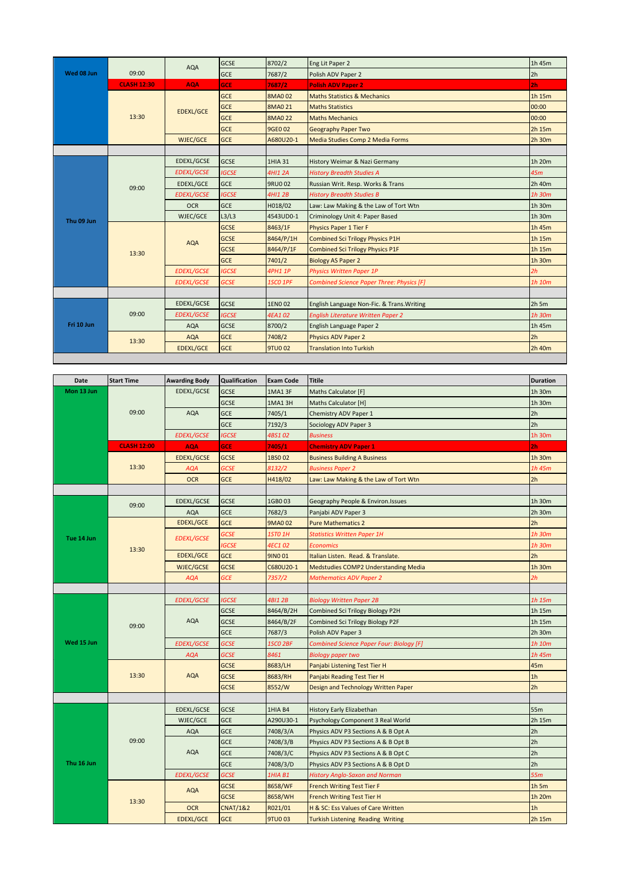| Date | Start Time | Awarding Body | Qualification | Exam Code | Titile | Duration |
|---|---|---|---|---|---|---|
| Wed 08 Jun | 09:00 | AQA | GCSE | 8702/2 | Eng Lit Paper 2 | 1h 45m |
| | | | GCE | 7687/2 | Polish ADV Paper 2 | 2h |
| | **CLASH 12:30** | **AQA** | **GCE** | **7687/2** | **Polish ADV Paper 2** | **2h** |
| | 13:30 | EDEXL/GCE | GCE | 8MA0 02 | Maths Statistics & Mechanics | 1h 15m |
| | | | GCE | 8MA0 21 | Maths Statistics | 00:00 |
| | | | GCE | 8MA0 22 | Maths Mechanics | 00:00 |
| | | | GCE | 9GE0 02 | Geography Paper Two | 2h 15m |
| | | WJEC/GCE | GCE | A680U20-1 | Media Studies Comp 2 Media Forms | 2h 30m |
| | | | | | | |
| Thu 09 Jun | 09:00 | EDEXL/GCSE | GCSE | 1HIA 31 | History Weimar & Nazi Germany | 1h 20m |
| | | *EDEXL/GCSE* | *IGCSE* | *4HI1 2A* | *History Breadth Studies A* | *45m* |
| | | EDEXL/GCE | GCE | 9RU0 02 | Russian Writ. Resp. Works & Trans | 2h 40m |
| | | *EDEXL/GCSE* | *IGCSE* | *4HI1 2B* | *History Breadth Studies B* | *1h 30m* |
| | | OCR | GCE | H018/02 | Law: Law Making & the Law of Tort Wtn | 1h 30m |
| | | WJEC/GCE | L3/L3 | 4543UD0-1 | Criminology Unit 4: Paper Based | 1h 30m |
| | 13:30 | AQA | GCSE | 8463/1F | Physics Paper 1 Tier F | 1h 45m |
| | | | GCSE | 8464/P/1H | Combined Sci Trilogy Physics P1H | 1h 15m |
| | | | GCSE | 8464/P/1F | Combined Sci Trilogy Physics P1F | 1h 15m |
| | | | GCE | 7401/2 | Biology AS Paper 2 | 1h 30m |
| | | *EDEXL/GCSE* | *IGCSE* | *4PH1 1P* | *Physics Written Paper 1P* | *2h* |
| | | *EDEXL/GCSE* | *GCSE* | *1SC0 1PF* | *Combined Science Paper Three: Physics [F]* | *1h 10m* |
| | | | | | | |
| Fri 10 Jun | 09:00 | EDEXL/GCSE | GCSE | 1EN0 02 | English Language Non-Fic. & Trans.Writing | 2h 5m |
| | | *EDEXL/GCSE* | *IGCSE* | *4EA1 02* | *English Literature Written Paper 2* | *1h 30m* |
| | | AQA | GCSE | 8700/2 | English Language Paper 2 | 1h 45m |
| | 13:30 | AQA | GCE | 7408/2 | Physics ADV Paper 2 | 2h |
| | | EDEXL/GCE | GCE | 9TU0 02 | Translation Into Turkish | 2h 40m |

| Date | Start Time | Awarding Body | Qualification | Exam Code | Titile | Duration |
|---|---|---|---|---|---|---|
| Mon 13 Jun | 09:00 | EDEXL/GCSE | GCSE | 1MA1 3F | Maths Calculator [F] | 1h 30m |
| | | | GCSE | 1MA1 3H | Maths Calculator [H] | 1h 30m |
| | | AQA | GCE | 7405/1 | Chemistry ADV Paper 1 | 2h |
| | | | GCE | 7192/3 | Sociology ADV Paper 3 | 2h |
| | | *EDEXL/GCSE* | *IGCSE* | *4BS1 02* | *Business* | *1h 30m* |
| | **CLASH 12:00** | **AQA** | **GCE** | **7405/1** | **Chemistry ADV Paper 1** | **2h** |
| | 13:30 | EDEXL/GCSE | GCSE | 1BS0 02 | Business Building A Business | 1h 30m |
| | | *AQA* | *GCSE* | *8132/2* | *Business Paper 2* | *1h 45m* |
| | | OCR | GCE | H418/02 | Law: Law Making & the Law of Tort Wtn | 2h |
| | | | | | | |
| Tue 14 Jun | 09:00 | EDEXL/GCSE | GCSE | 1GB0 03 | Geography People & Environ.Issues | 1h 30m |
| | | AQA | GCE | 7682/3 | Panjabi ADV Paper 3 | 2h 30m |
| | 13:30 | EDEXL/GCE | GCE | 9MA0 02 | Pure Mathematics 2 | 2h |
| | | *EDEXL/GCSE* | *GCSE* | *1ST0 1H* | *Statistics Written Paper 1H* | *1h 30m* |
| | | | *IGCSE* | *4EC1 02* | *Economics* | *1h 30m* |
| | | EDEXL/GCE | GCE | 9IN0 01 | Italian Listen. Read. & Translate. | 2h |
| | | WJEC/GCSE | GCSE | C680U20-1 | Medstudies COMP2 Understanding Media | 1h 30m |
| | | *AQA* | *GCE* | *7357/2* | *Mathematics ADV Paper 2* | *2h* |
| | | | | | | |
| Wed 15 Jun | 09:00 | *EDEXL/GCSE* | *IGCSE* | *4BI1 2B* | *Biology Written Paper 2B* | *1h 15m* |
| | | AQA | GCSE | 8464/B/2H | Combined Sci Trilogy Biology P2H | 1h 15m |
| | | | GCSE | 8464/B/2F | Combined Sci Trilogy Biology P2F | 1h 15m |
| | | | GCE | 7687/3 | Polish ADV Paper 3 | 2h 30m |
| | | *EDEXL/GCSE* | *GCSE* | *1SC0 2BF* | *Combined Science Paper Four: Biology [F]* | *1h 10m* |
| | | *AQA* | *GCSE* | *8461* | *Biology paper two* | *1h 45m* |
| | 13:30 | AQA | GCSE | 8683/LH | Panjabi Listening Test Tier H | 45m |
| | | | GCSE | 8683/RH | Panjabi Reading Test Tier H | 1h |
| | | | GCSE | 8552/W | Design and Technology Written Paper | 2h |
| | | | | | | |
| Thu 16 Jun | 09:00 | EDEXL/GCSE | GCSE | 1HIA B4 | History Early Elizabethan | 55m |
| | | WJEC/GCE | GCE | A290U30-1 | Psychology Component 3 Real World | 2h 15m |
| | | AQA | GCE | 7408/3/A | Physics ADV P3 Sections A & B Opt A | 2h |
| | | AQA | GCE | 7408/3/B | Physics ADV P3 Sections A & B Opt B | 2h |
| | | | GCE | 7408/3/C | Physics ADV P3 Sections A & B Opt C | 2h |
| | | | GCE | 7408/3/D | Physics ADV P3 Sections A & B Opt D | 2h |
| | | *EDEXL/GCSE* | *GCSE* | *1HIA B1* | *History Anglo-Saxon and Norman* | *55m* |
| | 13:30 | AQA | GCSE | 8658/WF | French Writing Test Tier F | 1h 5m |
| | | | GCSE | 8658/WH | French Writing Test Tier H | 1h 20m |
| | | OCR | CNAT/1&2 | R021/01 | H & SC: Ess Values of Care Written | 1h |
| | | EDEXL/GCE | GCE | 9TU0 03 | Turkish Listening Reading Writing | 2h 15m |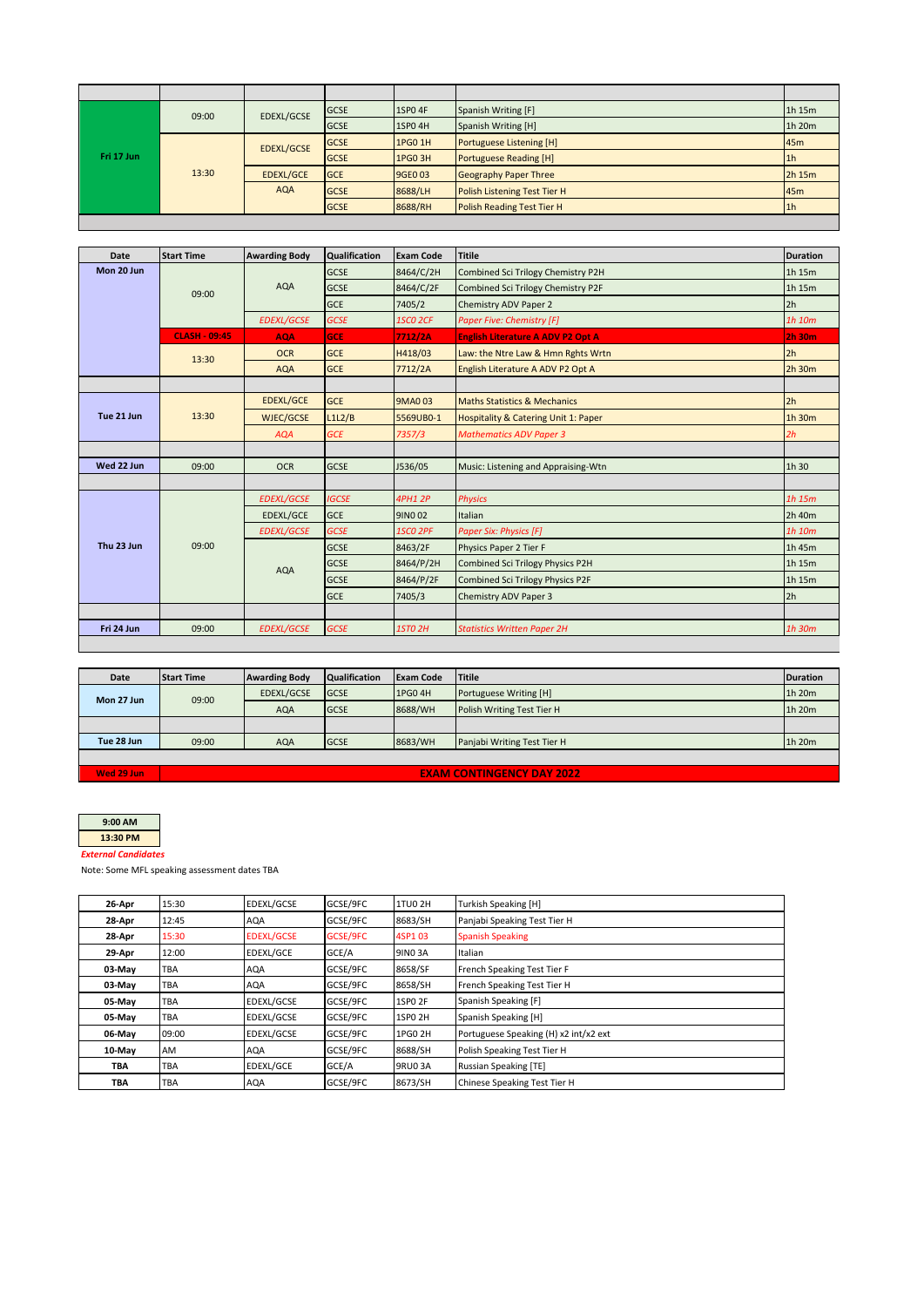| | | | | | | |
|---|---|---|---|---|---|---|
| Fri 17 Jun | 09:00 | EDEXL/GCSE | GCSE | 1SP0 4F | Spanish Writing [F] | 1h 15m |
| | | | GCSE | 1SP0 4H | Spanish Writing [H] | 1h 20m |
| | 13:30 | EDEXL/GCSE | GCSE | 1PG0 1H | Portuguese Listening [H] | 45m |
| | | | GCSE | 1PG0 3H | Portuguese Reading [H] | 1h |
| | | EDEXL/GCE | GCE | 9GE0 03 | Geography Paper Three | 2h 15m |
| | | AQA | GCSE | 8688/LH | Polish Listening Test Tier H | 45m |
| | | | GCSE | 8688/RH | Polish Reading Test Tier H | 1h |

| Date | Start Time | Awarding Body | Qualification | Exam Code | Titile | Duration |
|---|---|---|---|---|---|---|
| Mon 20 Jun | 09:00 | AQA | GCSE | 8464/C/2H | Combined Sci Trilogy Chemistry P2H | 1h 15m |
| | | | GCSE | 8464/C/2F | Combined Sci Trilogy Chemistry P2F | 1h 15m |
| | | | GCE | 7405/2 | Chemistry ADV Paper 2 | 2h |
| | | *EDEXL/GCSE* | *GCSE* | *1SC0 2CF* | *Paper Five: Chemistry [F]* | *1h 10m* |
| | **CLASH - 09:45** | **AQA** | **GCE** | **7712/2A** | **English Literature A ADV P2 Opt A** | **2h 30m** |
| | 13:30 | OCR | GCE | H418/03 | Law: the Ntre Law & Hmn Rghts Wrtn | 2h |
| | | AQA | GCE | 7712/2A | English Literature A ADV P2 Opt A | 2h 30m |
| Tue 21 Jun | 13:30 | EDEXL/GCE | GCE | 9MA0 03 | Maths Statistics & Mechanics | 2h |
| | | WJEC/GCSE | L1L2/B | 5569UB0-1 | Hospitality & Catering Unit 1: Paper | 1h 30m |
| | | *AQA* | *GCE* | *7357/3* | *Mathematics ADV Paper 3* | *2h* |
| Wed 22 Jun | 09:00 | OCR | GCSE | J536/05 | Music: Listening and Appraising-Wtn | 1h 30 |
| Thu 23 Jun | 09:00 | *EDEXL/GCSE* | *iGCSE* | *4PH1 2P* | *Physics* | *1h 15m* |
| | | EDEXL/GCE | GCE | 9IN0 02 | Italian | 2h 40m |
| | | *EDEXL/GCSE* | *GCSE* | *1SC0 2PF* | *Paper Six: Physics [F]* | *1h 10m* |
| | | AQA | GCSE | 8463/2F | Physics Paper 2 Tier F | 1h 45m |
| | | | GCSE | 8464/P/2H | Combined Sci Trilogy Physics P2H | 1h 15m |
| | | | GCSE | 8464/P/2F | Combined Sci Trilogy Physics P2F | 1h 15m |
| | | | GCE | 7405/3 | Chemistry ADV Paper 3 | 2h |
| Fri 24 Jun | 09:00 | *EDEXL/GCSE* | *GCSE* | *1ST0 2H* | *Statistics Written Paper 2H* | *1h 30m* |

| Date | Start Time | Awarding Body | Qualification | Exam Code | Titile | Duration |
|---|---|---|---|---|---|---|
| Mon 27 Jun | 09:00 | EDEXL/GCSE | GCSE | 1PG0 4H | Portuguese Writing [H] | 1h 20m |
| | | AQA | GCSE | 8688/WH | Polish Writing Test Tier H | 1h 20m |
| Tue 28 Jun | 09:00 | AQA | GCSE | 8683/WH | Panjabi Writing Test Tier H | 1h 20m |
| **Wed 29 Jun** | **EXAM CONTINGENCY DAY 2022** | | | | | |

**9:00 AM**

**13:30 PM**

*External Candidates*

Note: Some MFL speaking assessment dates TBA

| | | | | | |
|---|---|---|---|---|---|
| 26-Apr | 15:30 | EDEXL/GCSE | GCSE/9FC | 1TU0 2H | Turkish Speaking [H] |
| 28-Apr | 12:45 | AQA | GCSE/9FC | 8683/SH | Panjabi Speaking Test Tier H |
| 28-Apr | 15:30 | EDEXL/GCSE | GCSE/9FC | 4SP1 03 | Spanish Speaking |
| 29-Apr | 12:00 | EDEXL/GCE | GCE/A | 9IN0 3A | Italian |
| 03-May | TBA | AQA | GCSE/9FC | 8658/SF | French Speaking Test Tier F |
| 03-May | TBA | AQA | GCSE/9FC | 8658/SH | French Speaking Test Tier H |
| 05-May | TBA | EDEXL/GCSE | GCSE/9FC | 1SP0 2F | Spanish Speaking [F] |
| 05-May | TBA | EDEXL/GCSE | GCSE/9FC | 1SP0 2H | Spanish Speaking [H] |
| 06-May | 09:00 | EDEXL/GCSE | GCSE/9FC | 1PG0 2H | Portuguese Speaking (H) x2 int/x2 ext |
| 10-May | AM | AQA | GCSE/9FC | 8688/SH | Polish Speaking Test Tier H |
| TBA | TBA | EDEXL/GCE | GCE/A | 9RU0 3A | Russian Speaking [TE] |
| TBA | TBA | AQA | GCSE/9FC | 8673/SH | Chinese Speaking Test Tier H |